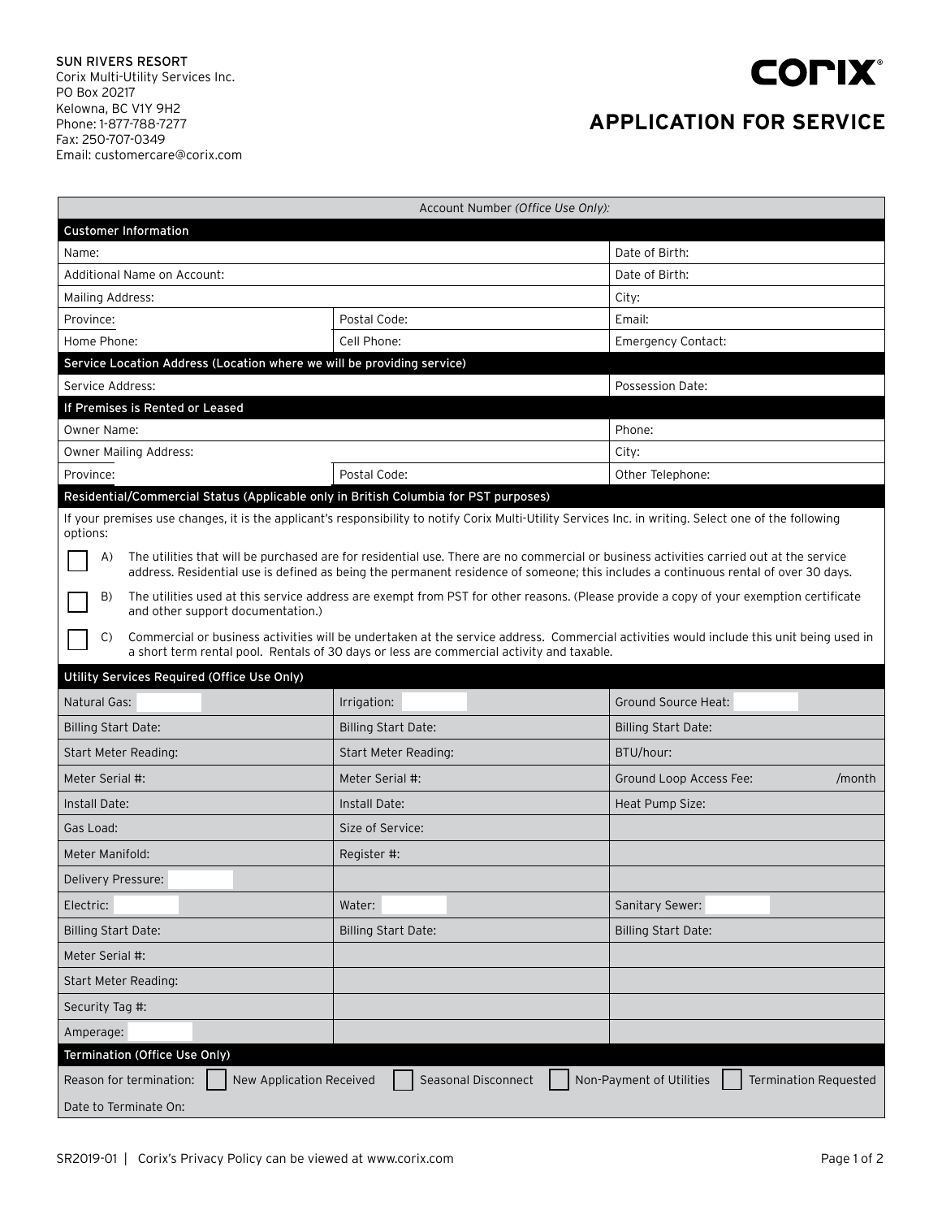SUN RIVERS RESORT
Corix Multi-Utility Services Inc.
PO Box 20217
Kelowna, BC V1Y 9H2
Phone: 1-877-788-7277
Fax: 250-707-0349
Email: customercare@corix.com

# APPLICATION FOR SERVICE

| Account Number *(Office Use Only)*: | | |
|---|---|---|
| **Customer Information** | | |
| Name: | | Date of Birth: |
| Additional Name on Account: | | Date of Birth: |
| Mailing Address: | | City: |
| Province: | Postal Code: | Email: |
| Home Phone: | Cell Phone: | Emergency Contact: |
| **Service Location Address (Location where we will be providing service)** | | |
| Service Address: | | Possession Date: |
| **If Premises is Rented or Leased** | | |
| Owner Name: | | Phone: |
| Owner Mailing Address: | | City: |
| Province: | Postal Code: | Other Telephone: |

**Residential/Commercial Status (Applicable only in British Columbia for PST purposes)**

If your premises use changes, it is the applicant's responsibility to notify Corix Multi-Utility Services Inc. in writing. Select one of the following options:

- ☐ A) The utilities that will be purchased are for residential use. There are no commercial or business activities carried out at the service address. Residential use is defined as being the permanent residence of someone; this includes a continuous rental of over 30 days.
- ☐ B) The utilities used at this service address are exempt from PST for other reasons. (Please provide a copy of your exemption certificate and other support documentation.)
- ☐ C) Commercial or business activities will be undertaken at the service address. Commercial activities would include this unit being used in a short term rental pool. Rentals of 30 days or less are commercial activity and taxable.

| **Utility Services Required (Office Use Only)** | | |
|---|---|---|
| Natural Gas: | Irrigation: | Ground Source Heat: |
| Billing Start Date: | Billing Start Date: | Billing Start Date: |
| Start Meter Reading: | Start Meter Reading: | BTU/hour: |
| Meter Serial #: | Meter Serial #: | Ground Loop Access Fee: /month |
| Install Date: | Install Date: | Heat Pump Size: |
| Gas Load: | Size of Service: | |
| Meter Manifold: | Register #: | |
| Delivery Pressure: | | |
| Electric: | Water: | Sanitary Sewer: |
| Billing Start Date: | Billing Start Date: | Billing Start Date: |
| Meter Serial #: | | |
| Start Meter Reading: | | |
| Security Tag #: | | |
| Amperage: | | |

**Termination (Office Use Only)**

Reason for termination: ☐ New Application Received ☐ Seasonal Disconnect ☐ Non-Payment of Utilities ☐ Termination Requested

Date to Terminate On:

SR2019-01 | Corix's Privacy Policy can be viewed at www.corix.com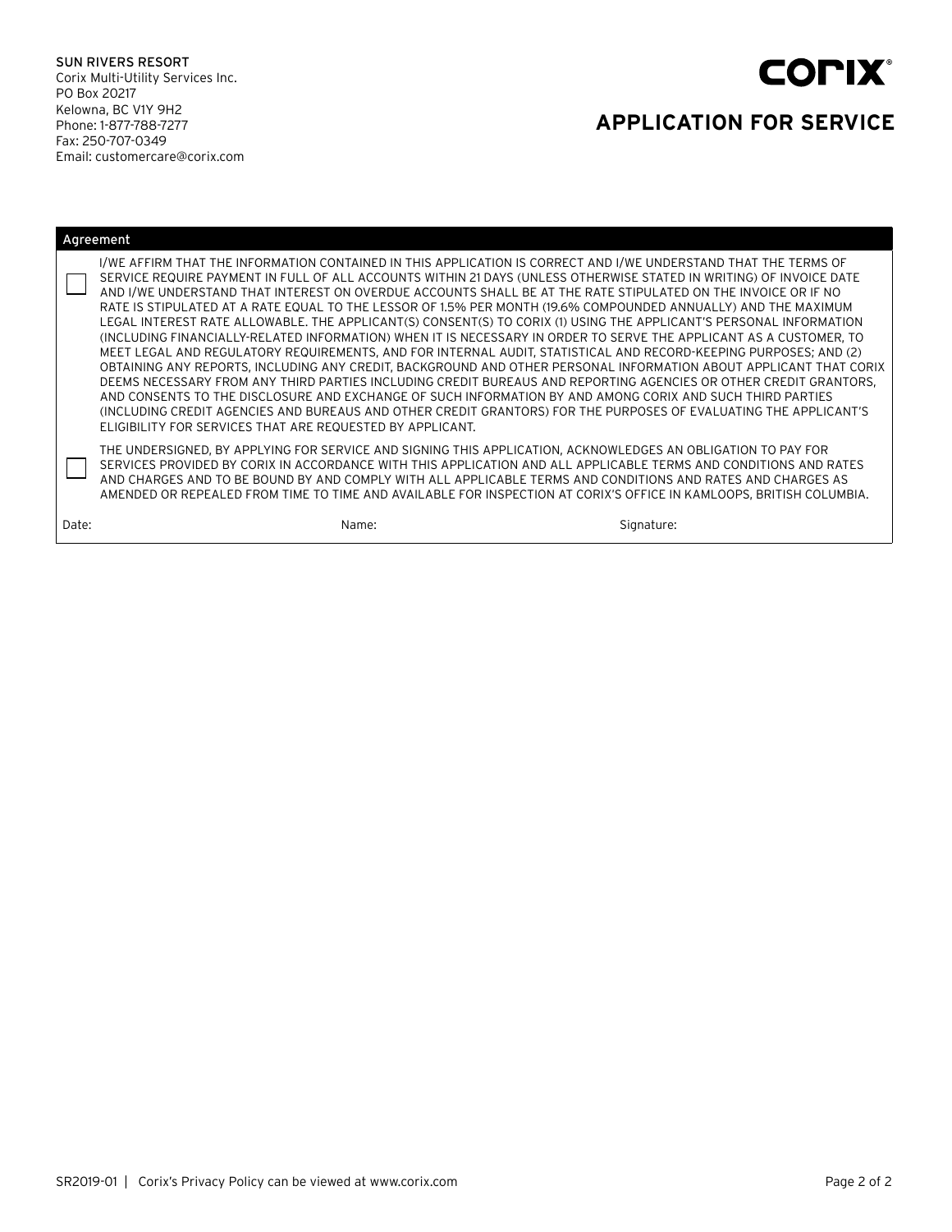SUN RIVERS RESORT
Corix Multi-Utility Services Inc.
PO Box 20217
Kelowna, BC V1Y 9H2
Phone: 1-877-788-7277
Fax: 250-707-0349
Email: customercare@corix.com

# APPLICATION FOR SERVICE

## Agreement

☐ I/WE AFFIRM THAT THE INFORMATION CONTAINED IN THIS APPLICATION IS CORRECT AND I/WE UNDERSTAND THAT THE TERMS OF SERVICE REQUIRE PAYMENT IN FULL OF ALL ACCOUNTS WITHIN 21 DAYS (UNLESS OTHERWISE STATED IN WRITING) OF INVOICE DATE AND I/WE UNDERSTAND THAT INTEREST ON OVERDUE ACCOUNTS SHALL BE AT THE RATE STIPULATED ON THE INVOICE OR IF NO RATE IS STIPULATED AT A RATE EQUAL TO THE LESSOR OF 1.5% PER MONTH (19.6% COMPOUNDED ANNUALLY) AND THE MAXIMUM LEGAL INTEREST RATE ALLOWABLE. THE APPLICANT(S) CONSENT(S) TO CORIX (1) USING THE APPLICANT'S PERSONAL INFORMATION (INCLUDING FINANCIALLY-RELATED INFORMATION) WHEN IT IS NECESSARY IN ORDER TO SERVE THE APPLICANT AS A CUSTOMER, TO MEET LEGAL AND REGULATORY REQUIREMENTS, AND FOR INTERNAL AUDIT, STATISTICAL AND RECORD-KEEPING PURPOSES; AND (2) OBTAINING ANY REPORTS, INCLUDING ANY CREDIT, BACKGROUND AND OTHER PERSONAL INFORMATION ABOUT APPLICANT THAT CORIX DEEMS NECESSARY FROM ANY THIRD PARTIES INCLUDING CREDIT BUREAUS AND REPORTING AGENCIES OR OTHER CREDIT GRANTORS, AND CONSENTS TO THE DISCLOSURE AND EXCHANGE OF SUCH INFORMATION BY AND AMONG CORIX AND SUCH THIRD PARTIES (INCLUDING CREDIT AGENCIES AND BUREAUS AND OTHER CREDIT GRANTORS) FOR THE PURPOSES OF EVALUATING THE APPLICANT'S ELIGIBILITY FOR SERVICES THAT ARE REQUESTED BY APPLICANT.

☐ THE UNDERSIGNED, BY APPLYING FOR SERVICE AND SIGNING THIS APPLICATION, ACKNOWLEDGES AN OBLIGATION TO PAY FOR SERVICES PROVIDED BY CORIX IN ACCORDANCE WITH THIS APPLICATION AND ALL APPLICABLE TERMS AND CONDITIONS AND RATES AND CHARGES AND TO BE BOUND BY AND COMPLY WITH ALL APPLICABLE TERMS AND CONDITIONS AND RATES AND CHARGES AS AMENDED OR REPEALED FROM TIME TO TIME AND AVAILABLE FOR INSPECTION AT CORIX'S OFFICE IN KAMLOOPS, BRITISH COLUMBIA.

Date: Name: Signature:

SR2019-01 | Corix's Privacy Policy can be viewed at www.corix.com